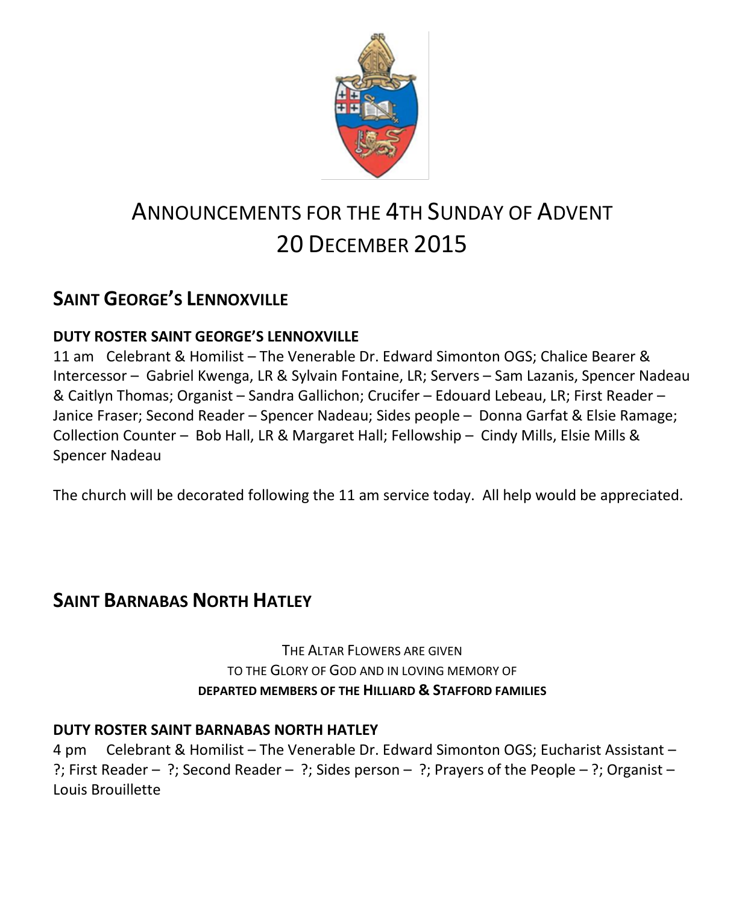# ANNOUNCEMENTS FOR THE 4TH SUNDAY OF ADVENT
# 20 DECEMBER 2015

## SAINT GEORGE'S LENNOXVILLE

**DUTY ROSTER SAINT GEORGE'S LENNOXVILLE**

11 am  Celebrant & Homilist – The Venerable Dr. Edward Simonton OGS; Chalice Bearer & Intercessor – Gabriel Kwenga, LR & Sylvain Fontaine, LR; Servers – Sam Lazanis, Spencer Nadeau & Caitlyn Thomas; Organist – Sandra Gallichon; Crucifer – Edouard Lebeau, LR; First Reader – Janice Fraser; Second Reader – Spencer Nadeau; Sides people – Donna Garfat & Elsie Ramage; Collection Counter – Bob Hall, LR & Margaret Hall; Fellowship – Cindy Mills, Elsie Mills & Spencer Nadeau

The church will be decorated following the 11 am service today. All help would be appreciated.

## SAINT BARNABAS NORTH HATLEY

THE ALTAR FLOWERS ARE GIVEN
TO THE GLORY OF GOD AND IN LOVING MEMORY OF
**DEPARTED MEMBERS OF THE HILLIARD & STAFFORD FAMILIES**

**DUTY ROSTER SAINT BARNABAS NORTH HATLEY**

4 pm  Celebrant & Homilist – The Venerable Dr. Edward Simonton OGS; Eucharist Assistant – ?; First Reader – ?; Second Reader – ?; Sides person – ?; Prayers of the People – ?; Organist – Louis Brouillette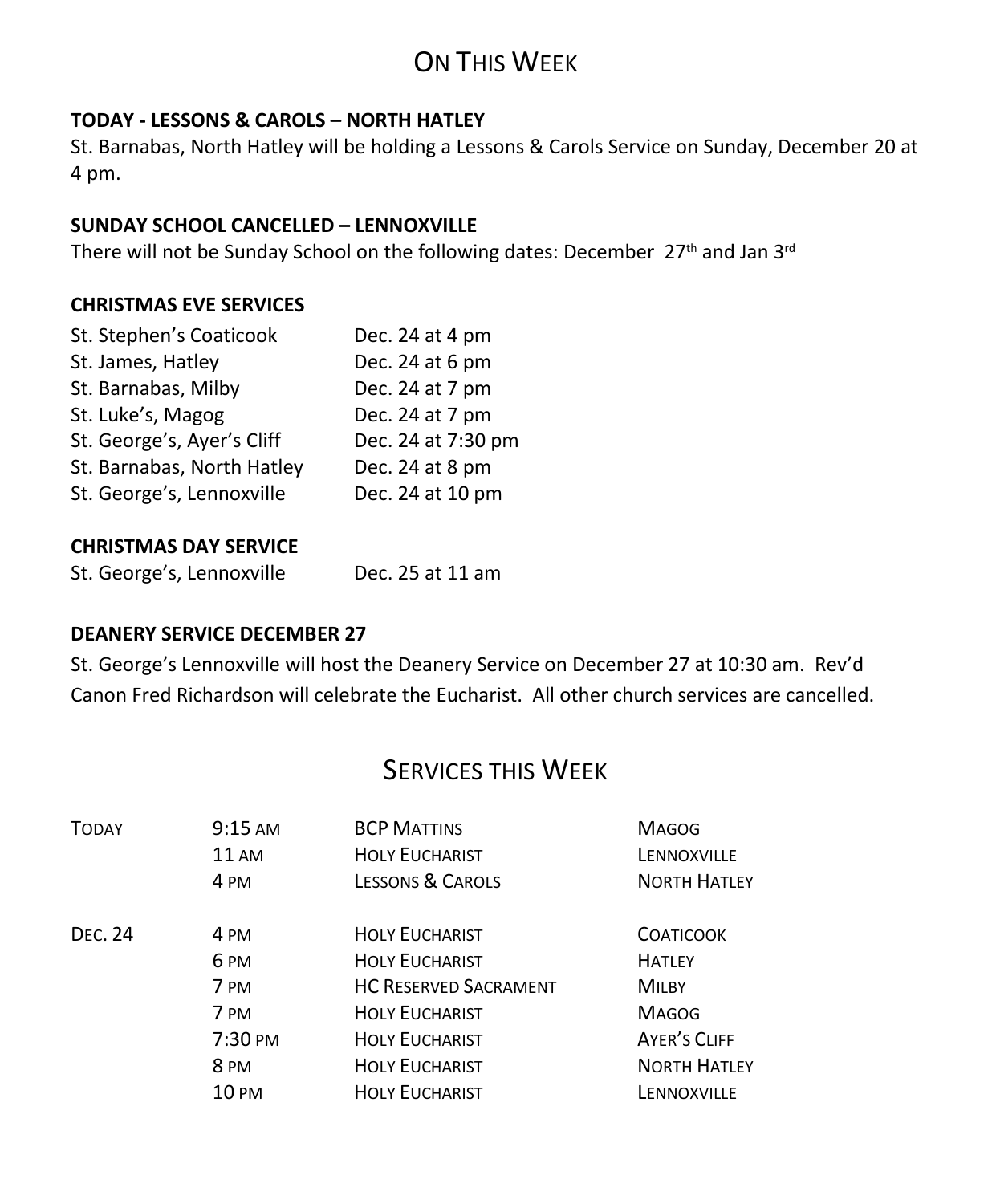# On This Week

**TODAY - LESSONS & CAROLS – NORTH HATLEY**

St. Barnabas, North Hatley will be holding a Lessons & Carols Service on Sunday, December 20 at 4 pm.

**SUNDAY SCHOOL CANCELLED – LENNOXVILLE**

There will not be Sunday School on the following dates: December 27th and Jan 3rd

**CHRISTMAS EVE SERVICES**

| | |
|---|---|
| St. Stephen's Coaticook | Dec. 24 at 4 pm |
| St. James, Hatley | Dec. 24 at 6 pm |
| St. Barnabas, Milby | Dec. 24 at 7 pm |
| St. Luke's, Magog | Dec. 24 at 7 pm |
| St. George's, Ayer's Cliff | Dec. 24 at 7:30 pm |
| St. Barnabas, North Hatley | Dec. 24 at 8 pm |
| St. George's, Lennoxville | Dec. 24 at 10 pm |

**CHRISTMAS DAY SERVICE**

| | |
|---|---|
| St. George's, Lennoxville | Dec. 25 at 11 am |

**DEANERY SERVICE DECEMBER 27**

St. George's Lennoxville will host the Deanery Service on December 27 at 10:30 am. Rev'd Canon Fred Richardson will celebrate the Eucharist. All other church services are cancelled.

# Services this Week

| | | | |
|---|---|---|---|
| Today | 9:15 am | BCP Mattins | Magog |
| | 11 am | Holy Eucharist | Lennoxville |
| | 4 pm | Lessons & Carols | North Hatley |
| Dec. 24 | 4 pm | Holy Eucharist | Coaticook |
| | 6 pm | Holy Eucharist | Hatley |
| | 7 pm | HC Reserved Sacrament | Milby |
| | 7 pm | Holy Eucharist | Magog |
| | 7:30 pm | Holy Eucharist | Ayer's Cliff |
| | 8 pm | Holy Eucharist | North Hatley |
| | 10 pm | Holy Eucharist | Lennoxville |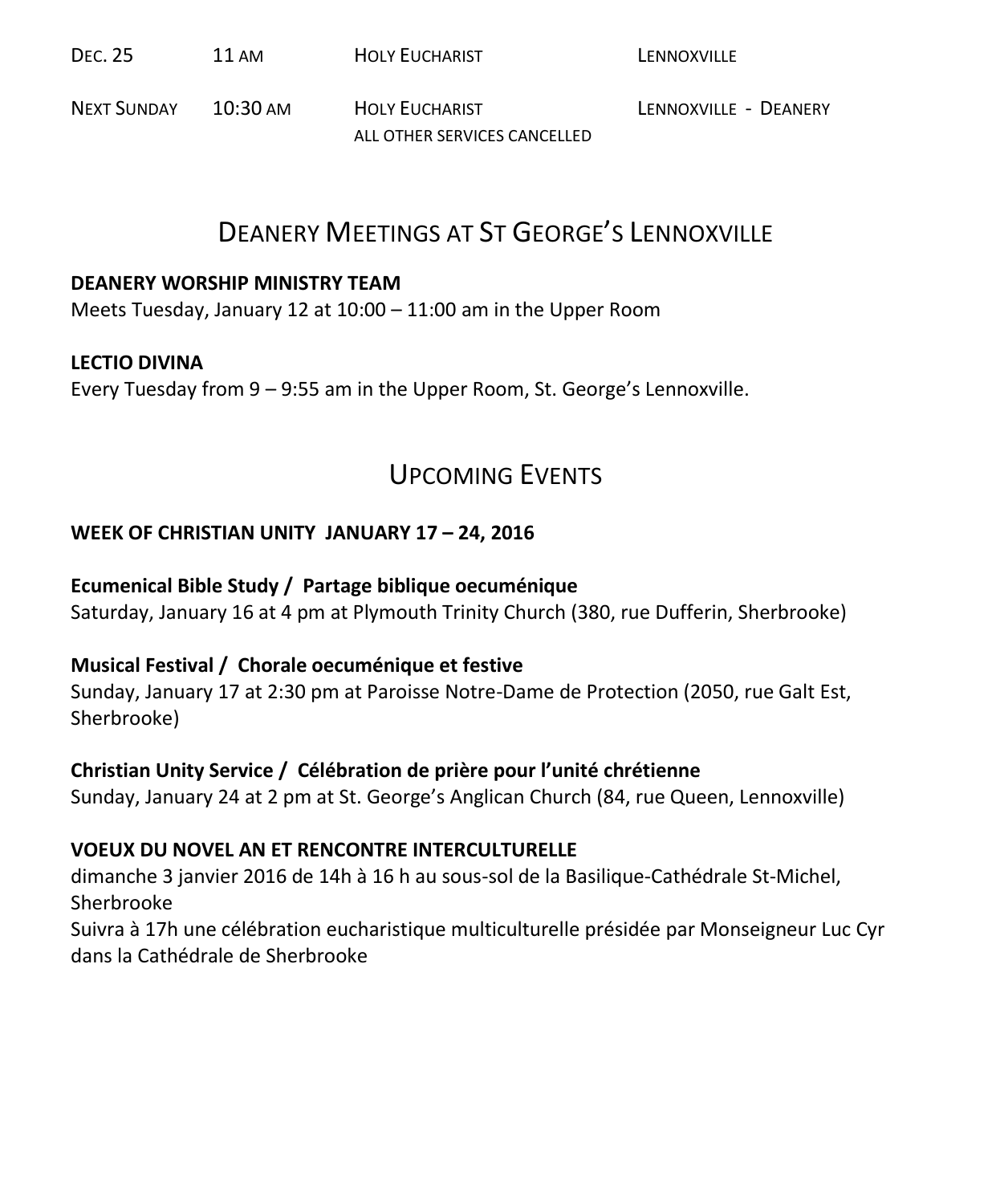| Dec. 25 | 11 am | Holy Eucharist | Lennoxville |
|---|---|---|---|
| Next Sunday | 10:30 am | Holy Eucharist<br>all other services cancelled | Lennoxville - Deanery |

## Deanery Meetings at St George's Lennoxville

**DEANERY WORSHIP MINISTRY TEAM**
Meets Tuesday, January 12 at 10:00 – 11:00 am in the Upper Room

**LECTIO DIVINA**
Every Tuesday from 9 – 9:55 am in the Upper Room, St. George's Lennoxville.

## Upcoming Events

**WEEK OF CHRISTIAN UNITY JANUARY 17 – 24, 2016**

**Ecumenical Bible Study / Partage biblique oecuménique**
Saturday, January 16 at 4 pm at Plymouth Trinity Church (380, rue Dufferin, Sherbrooke)

**Musical Festival / Chorale oecuménique et festive**
Sunday, January 17 at 2:30 pm at Paroisse Notre-Dame de Protection (2050, rue Galt Est, Sherbrooke)

**Christian Unity Service / Célébration de prière pour l'unité chrétienne**
Sunday, January 24 at 2 pm at St. George's Anglican Church (84, rue Queen, Lennoxville)

**VOEUX DU NOVEL AN ET RENCONTRE INTERCULTURELLE**
dimanche 3 janvier 2016 de 14h à 16 h au sous-sol de la Basilique-Cathédrale St-Michel, Sherbrooke
Suivra à 17h une célébration eucharistique multiculturelle présidée par Monseigneur Luc Cyr dans la Cathédrale de Sherbrooke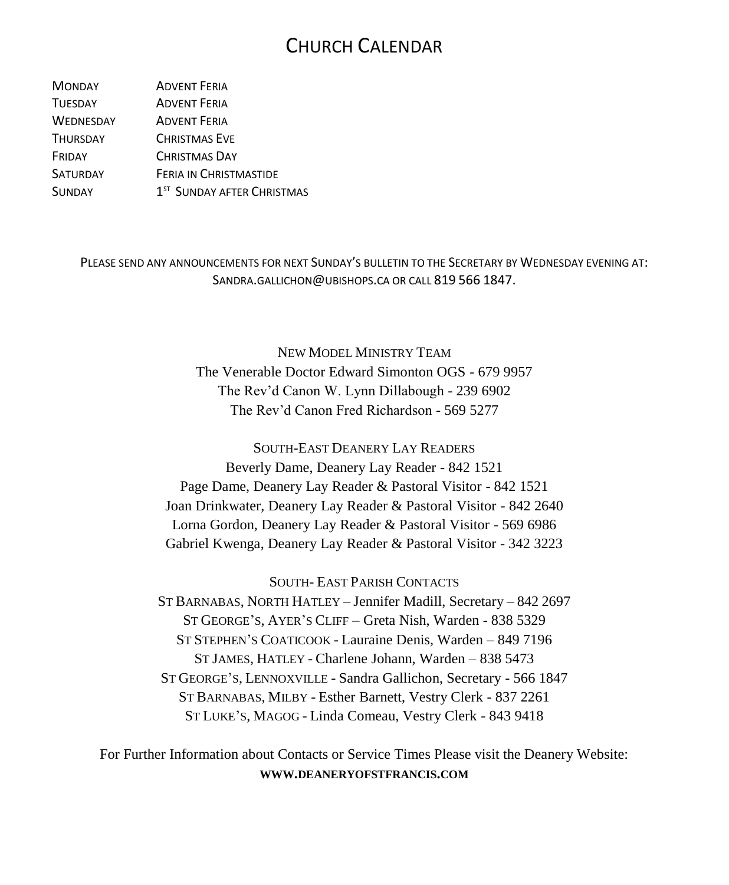# Church Calendar

| | |
|---|---|
| Monday | Advent Feria |
| Tuesday | Advent Feria |
| Wednesday | Advent Feria |
| Thursday | Christmas Eve |
| Friday | Christmas Day |
| Saturday | Feria in Christmastide |
| Sunday | 1st Sunday after Christmas |

Please send any announcements for next Sunday's bulletin to the Secretary by Wednesday evening at: sandra.gallichon@ubishops.ca or call 819 566 1847.

New Model Ministry Team

The Venerable Doctor Edward Simonton OGS - 679 9957

The Rev'd Canon W. Lynn Dillabough - 239 6902

The Rev'd Canon Fred Richardson - 569 5277

South-East Deanery Lay Readers

Beverly Dame, Deanery Lay Reader - 842 1521

Page Dame, Deanery Lay Reader & Pastoral Visitor - 842 1521

Joan Drinkwater, Deanery Lay Reader & Pastoral Visitor - 842 2640

Lorna Gordon, Deanery Lay Reader & Pastoral Visitor - 569 6986

Gabriel Kwenga, Deanery Lay Reader & Pastoral Visitor - 342 3223

South- East Parish Contacts

St Barnabas, North Hatley – Jennifer Madill, Secretary – 842 2697

St George's, Ayer's Cliff – Greta Nish, Warden - 838 5329

St Stephen's Coaticook - Lauraine Denis, Warden – 849 7196

St James, Hatley - Charlene Johann, Warden – 838 5473

St George's, Lennoxville - Sandra Gallichon, Secretary - 566 1847

St Barnabas, Milby - Esther Barnett, Vestry Clerk - 837 2261

St Luke's, Magog - Linda Comeau, Vestry Clerk - 843 9418

For Further Information about Contacts or Service Times Please visit the Deanery Website:

**WWW.DEANERYOFSTFRANCIS.COM**